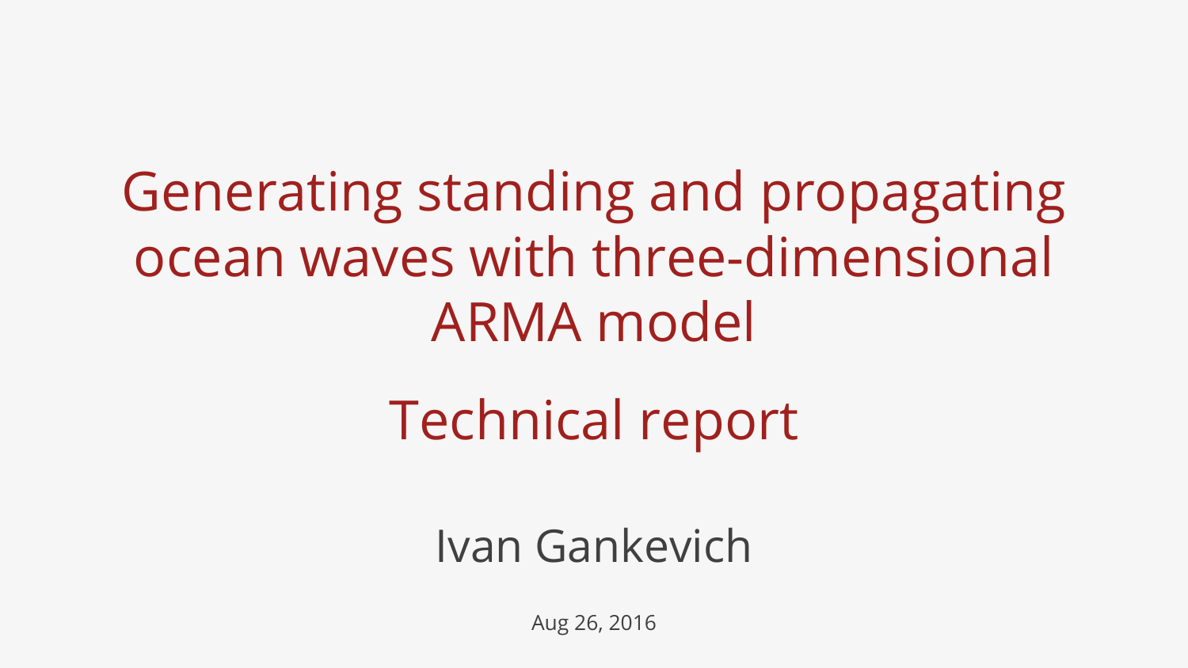# Generating standing and propagating ocean waves with three-dimensional ARMA model

## Technical report

Ivan Gankevich

Aug 26, 2016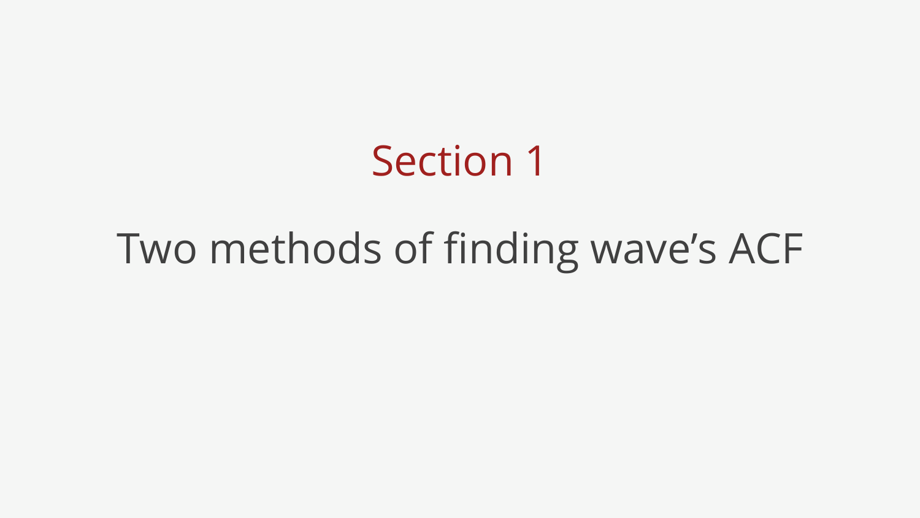# Section 1

## Two methods of finding wave's ACF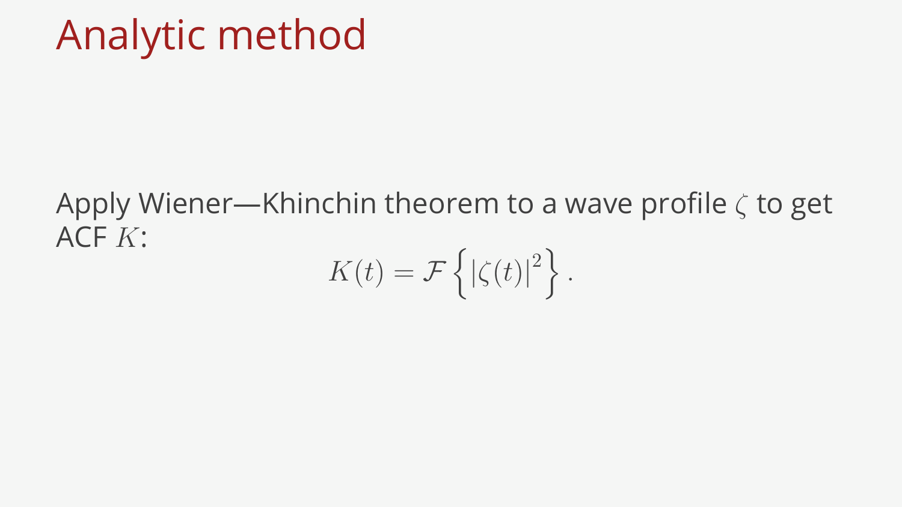# Analytic method

Apply Wiener—Khinchin theorem to a wave profile $\zeta$ to get ACF $K$:

$$K(t) = \mathcal{F}\left\{\left|\zeta(t)\right|^2\right\}.$$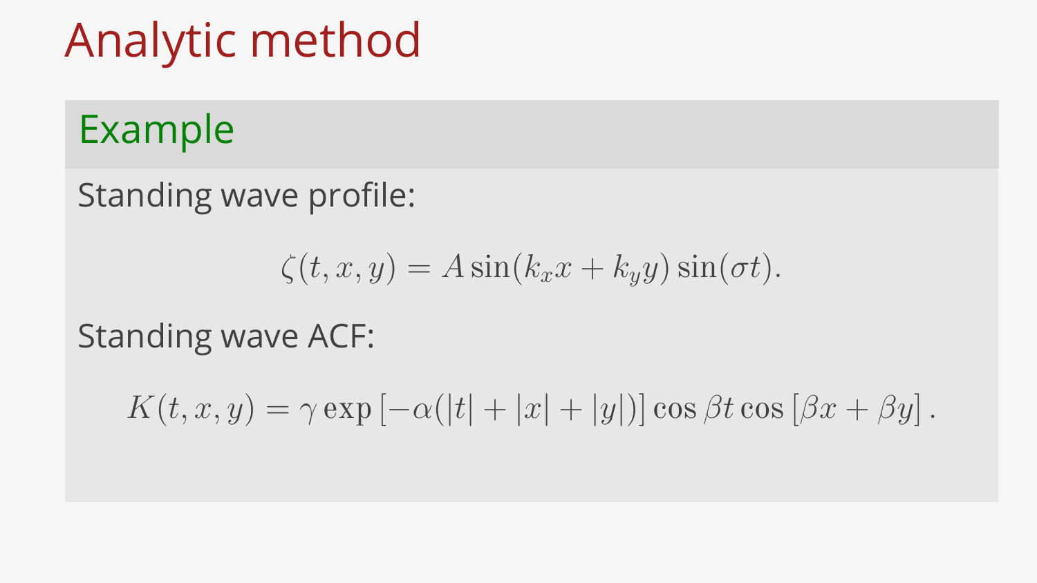# Analytic method

## Example

Standing wave profile:

$$\zeta(t,x,y) = A\sin(k_x x + k_y y)\sin(\sigma t).$$

Standing wave ACF:

$$K(t,x,y) = \gamma \exp\left[-\alpha(|t|+|x|+|y|)\right] \cos\beta t \cos\left[\beta x + \beta y\right].$$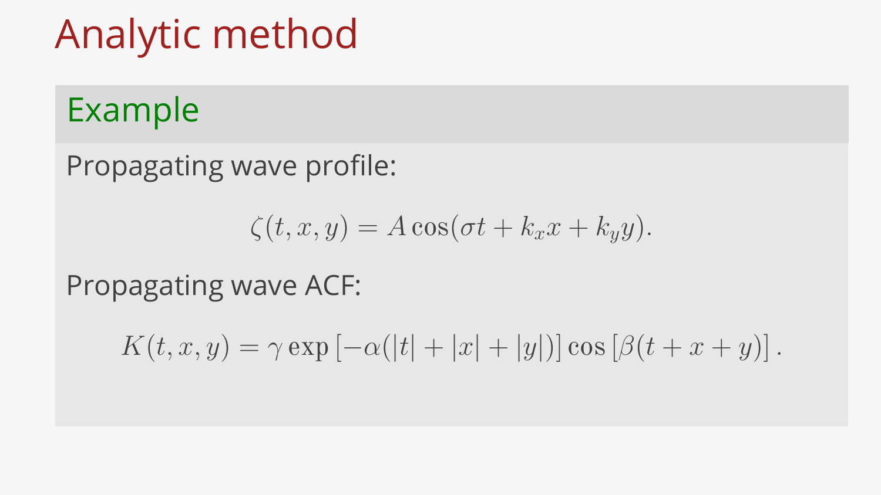# Analytic method

## Example

Propagating wave profile:

$$\zeta(t, x, y) = A\cos(\sigma t + k_x x + k_y y).$$

Propagating wave ACF:

$$K(t, x, y) = \gamma \exp\left[-\alpha(|t| + |x| + |y|)\right] \cos\left[\beta(t + x + y)\right].$$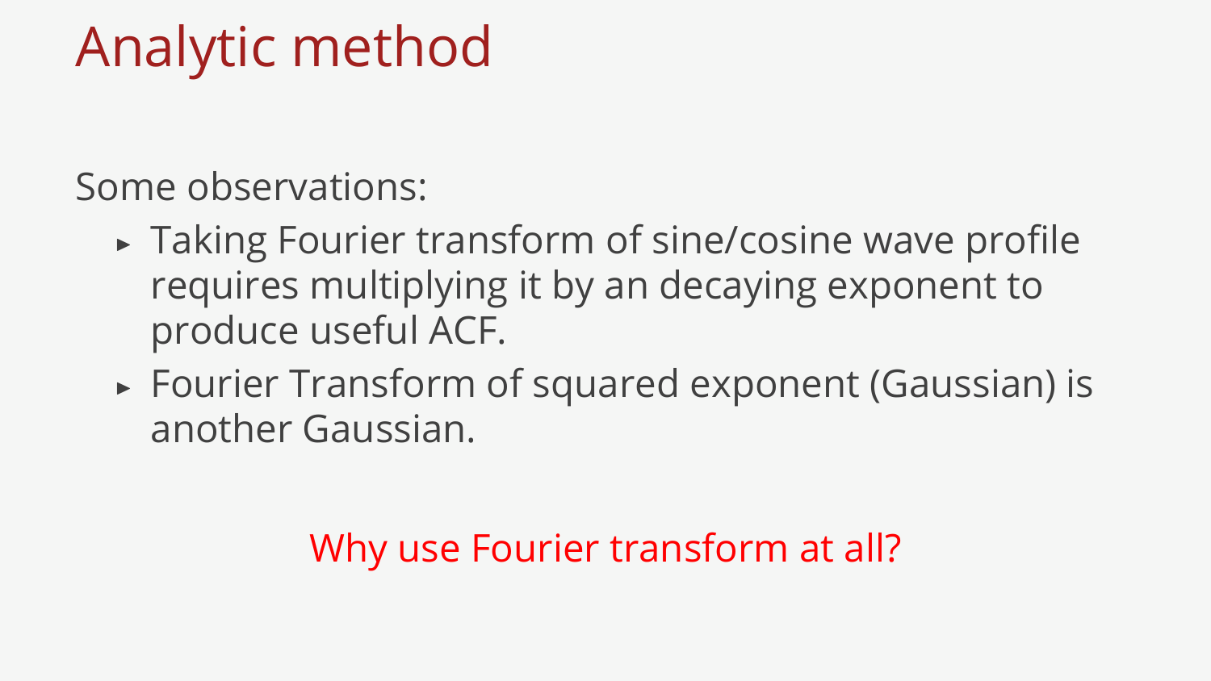# Analytic method

Some observations:

- Taking Fourier transform of sine/cosine wave profile requires multiplying it by an decaying exponent to produce useful ACF.
- Fourier Transform of squared exponent (Gaussian) is another Gaussian.

Why use Fourier transform at all?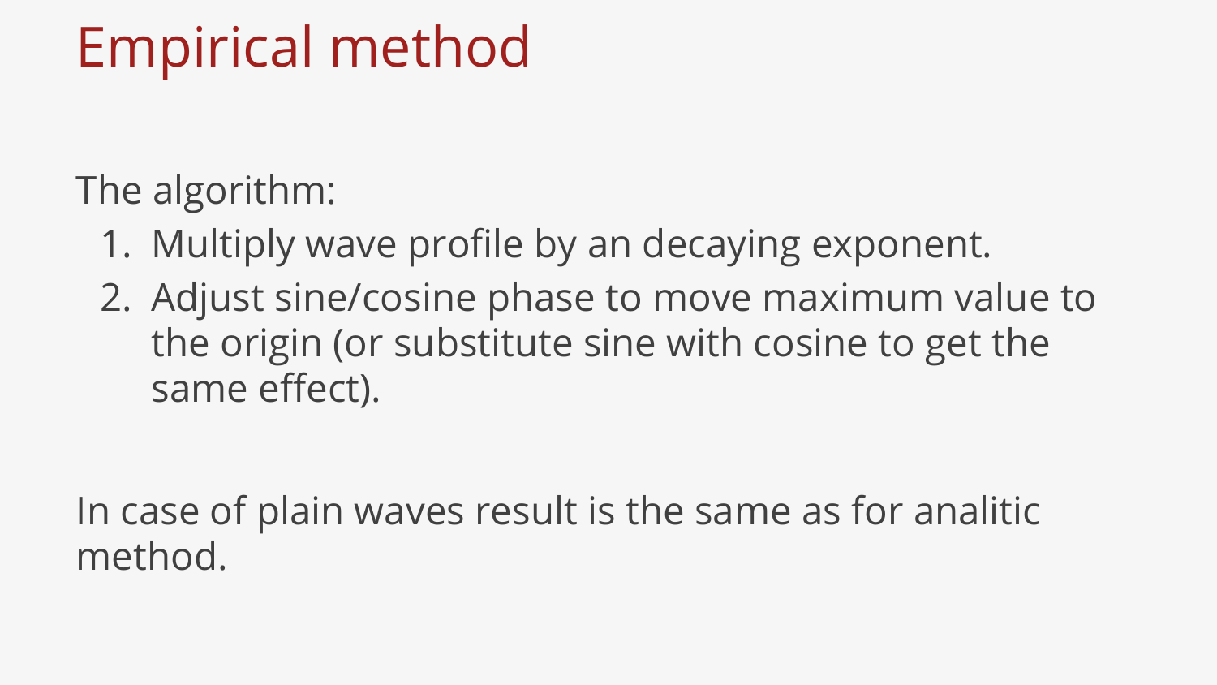# Empirical method

The algorithm:

1. Multiply wave profile by an decaying exponent.
2. Adjust sine/cosine phase to move maximum value to the origin (or substitute sine with cosine to get the same effect).

In case of plain waves result is the same as for analitic method.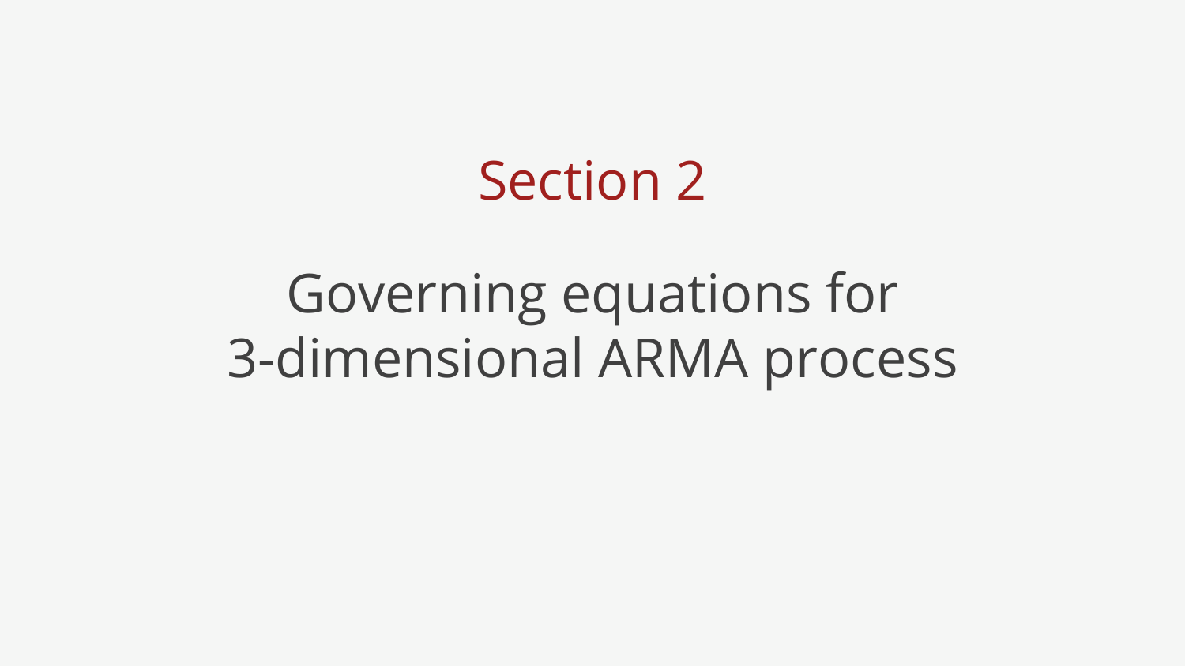# Section 2

## Governing equations for 3-dimensional ARMA process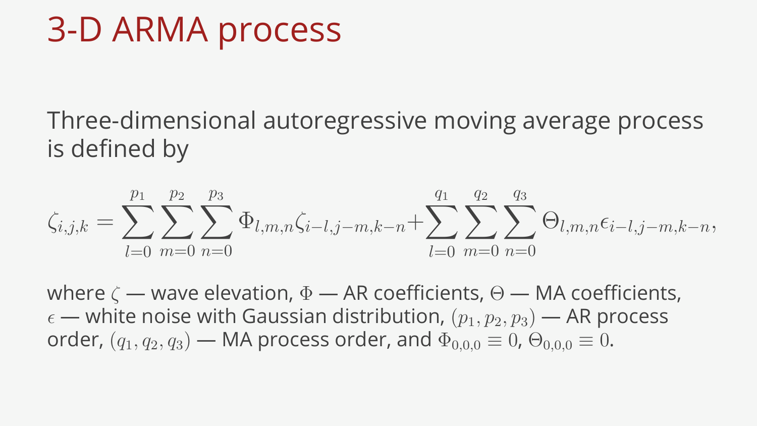# 3-D ARMA process

Three-dimensional autoregressive moving average process is defined by

$$\zeta_{i,j,k} = \sum_{l=0}^{p_1} \sum_{m=0}^{p_2} \sum_{n=0}^{p_3} \Phi_{l,m,n} \zeta_{i-l,j-m,k-n} + \sum_{l=0}^{q_1} \sum_{m=0}^{q_2} \sum_{n=0}^{q_3} \Theta_{l,m,n} \epsilon_{i-l,j-m,k-n},$$

where $\zeta$ — wave elevation, $\Phi$ — AR coefficients, $\Theta$ — MA coefficients, $\epsilon$ — white noise with Gaussian distribution, $(p_1, p_2, p_3)$ — AR process order, $(q_1, q_2, q_3)$ — MA process order, and $\Phi_{0,0,0} \equiv 0$, $\Theta_{0,0,0} \equiv 0$.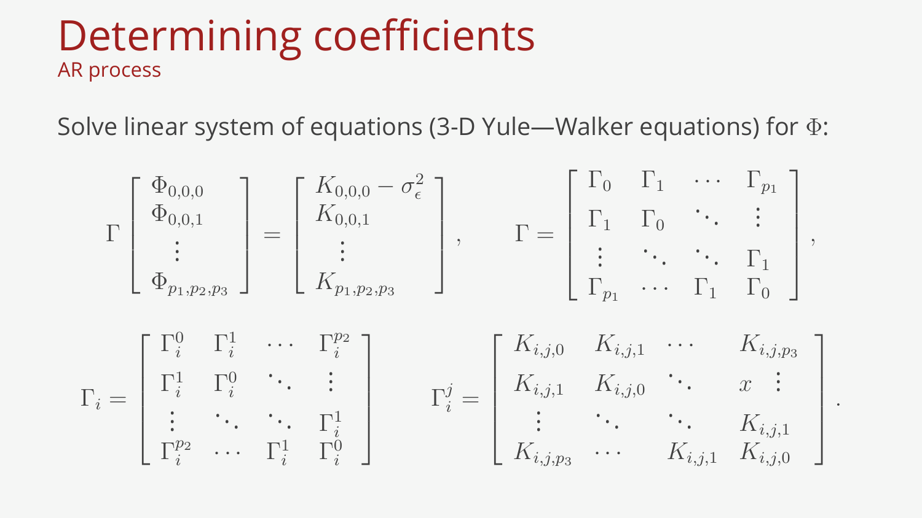# Determining coefficients

## AR process

Solve linear system of equations (3-D Yule—Walker equations) for $\Phi$:

$$\Gamma \begin{bmatrix} \Phi_{0,0,0} \\ \Phi_{0,0,1} \\ \vdots \\ \Phi_{p_1,p_2,p_3} \end{bmatrix} = \begin{bmatrix} K_{0,0,0} - \sigma_\epsilon^2 \\ K_{0,0,1} \\ \vdots \\ K_{p_1,p_2,p_3} \end{bmatrix}, \qquad \Gamma = \begin{bmatrix} \Gamma_0 & \Gamma_1 & \cdots & \Gamma_{p_1} \\ \Gamma_1 & \Gamma_0 & \ddots & \vdots \\ \vdots & \ddots & \ddots & \Gamma_1 \\ \Gamma_{p_1} & \cdots & \Gamma_1 & \Gamma_0 \end{bmatrix},$$

$$\Gamma_i = \begin{bmatrix} \Gamma_i^0 & \Gamma_i^1 & \cdots & \Gamma_i^{p_2} \\ \Gamma_i^1 & \Gamma_i^0 & \ddots & \vdots \\ \vdots & \ddots & \ddots & \Gamma_i^1 \\ \Gamma_i^{p_2} & \cdots & \Gamma_i^1 & \Gamma_i^0 \end{bmatrix} \qquad \Gamma_i^j = \begin{bmatrix} K_{i,j,0} & K_{i,j,1} & \cdots & K_{i,j,p_3} \\ K_{i,j,1} & K_{i,j,0} & \ddots & x \quad \vdots \\ \vdots & \ddots & \ddots & K_{i,j,1} \\ K_{i,j,p_3} & \cdots & K_{i,j,1} & K_{i,j,0} \end{bmatrix}.$$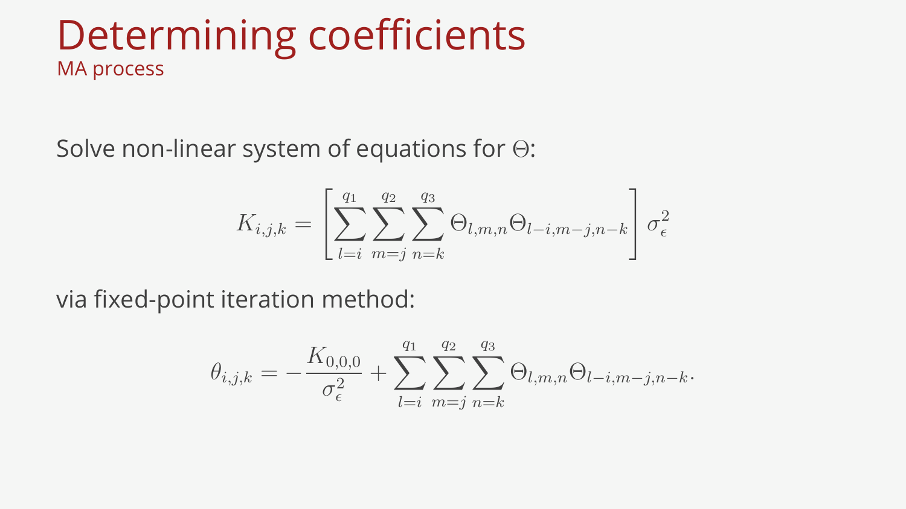# Determining coefficients

## MA process

Solve non-linear system of equations for $\Theta$:

$$K_{i,j,k} = \left[ \sum_{l=i}^{q_1} \sum_{m=j}^{q_2} \sum_{n=k}^{q_3} \Theta_{l,m,n} \Theta_{l-i,m-j,n-k} \right] \sigma_\epsilon^2$$

via fixed-point iteration method:

$$\theta_{i,j,k} = -\frac{K_{0,0,0}}{\sigma_\epsilon^2} + \sum_{l=i}^{q_1} \sum_{m=j}^{q_2} \sum_{n=k}^{q_3} \Theta_{l,m,n} \Theta_{l-i,m-j,n-k}.$$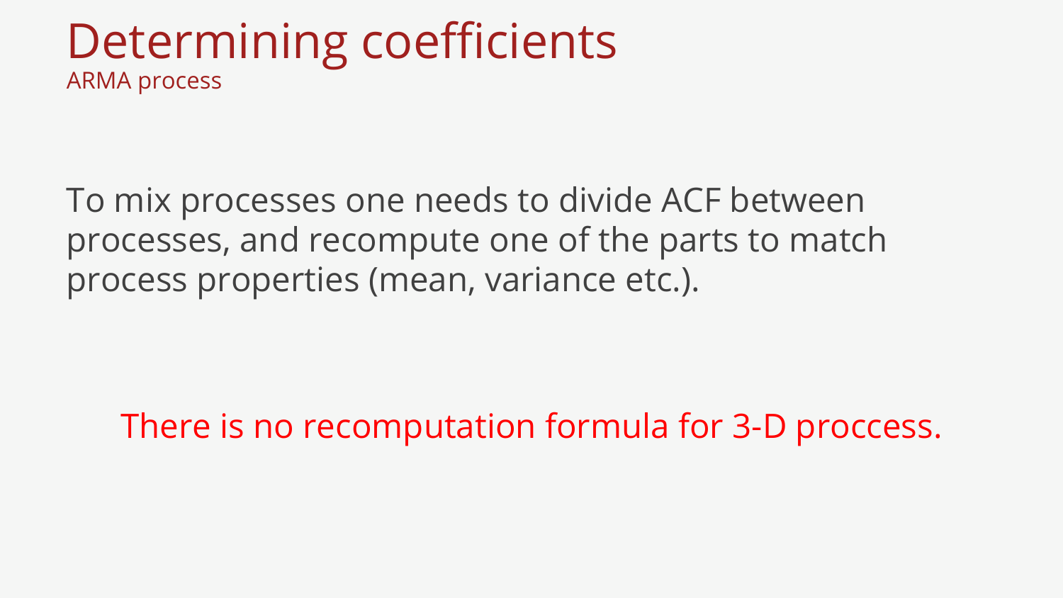# Determining coefficients

## ARMA process

To mix processes one needs to divide ACF between processes, and recompute one of the parts to match process properties (mean, variance etc.).

There is no recomputation formula for 3-D proccess.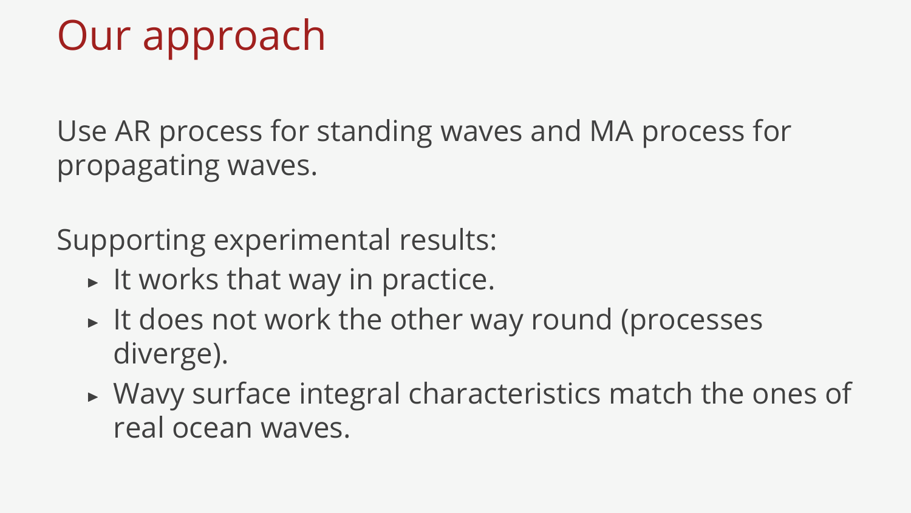# Our approach

Use AR process for standing waves and MA process for propagating waves.

Supporting experimental results:

- It works that way in practice.
- It does not work the other way round (processes diverge).
- Wavy surface integral characteristics match the ones of real ocean waves.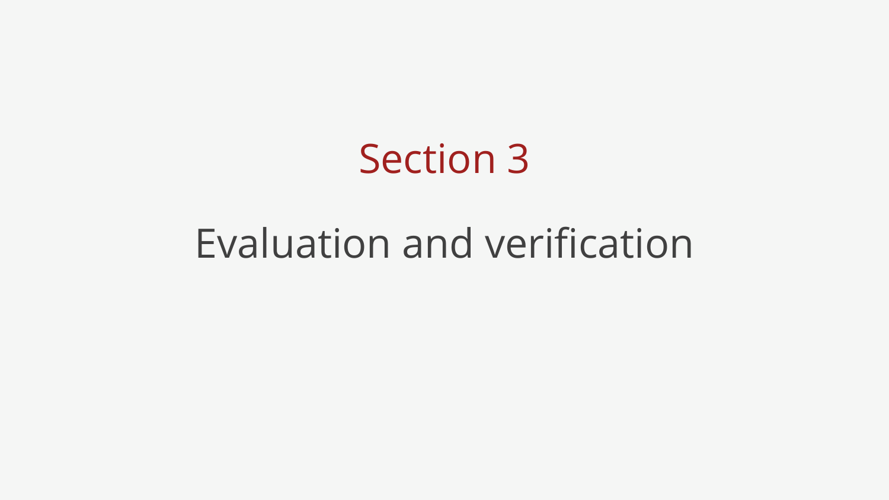# Section 3

## Evaluation and verification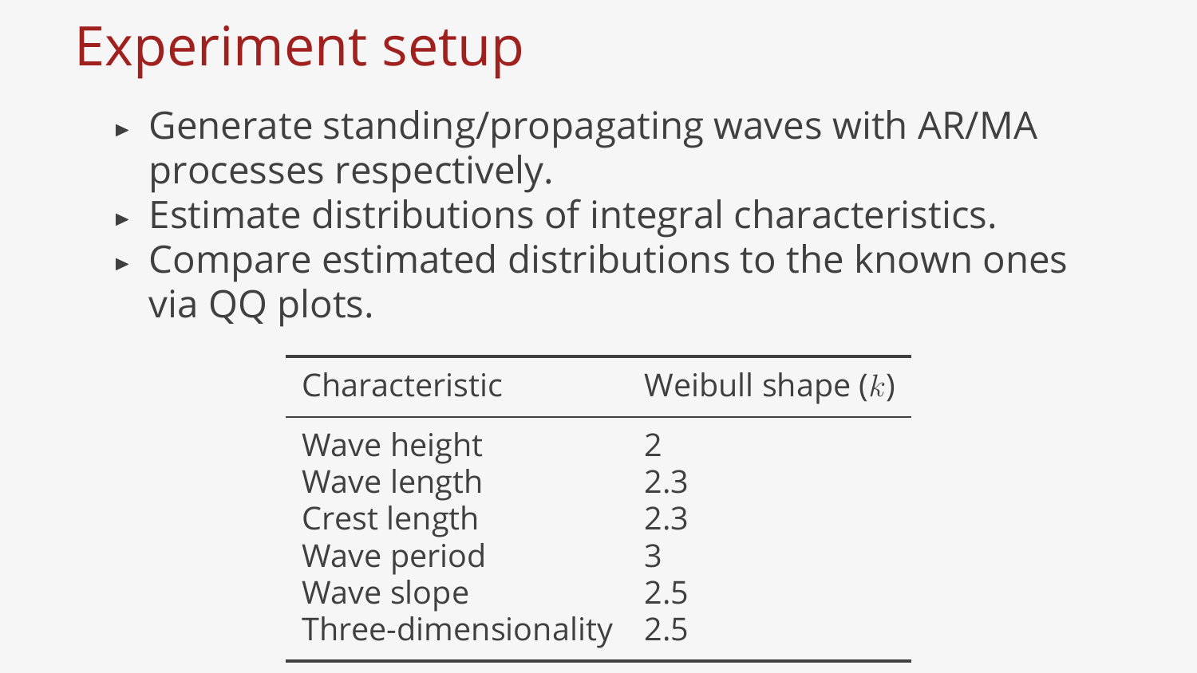# Experiment setup

- Generate standing/propagating waves with AR/MA processes respectively.
- Estimate distributions of integral characteristics.
- Compare estimated distributions to the known ones via QQ plots.

| Characteristic | Weibull shape ($k$) |
|---|---|
| Wave height | 2 |
| Wave length | 2.3 |
| Crest length | 2.3 |
| Wave period | 3 |
| Wave slope | 2.5 |
| Three-dimensionality | 2.5 |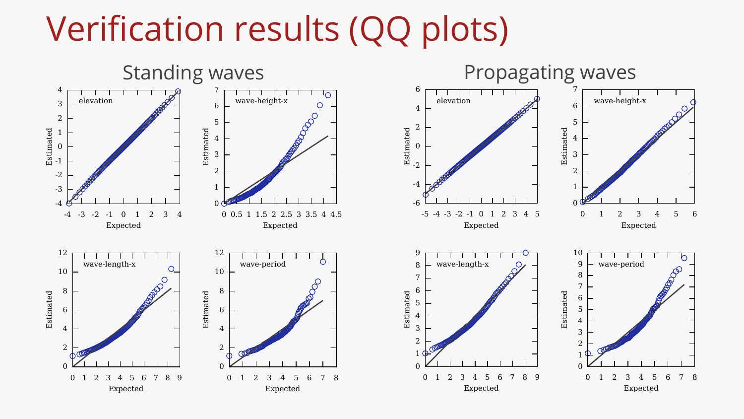# Verification results (QQ plots)

## Standing waves

elevation
Estimated
Expected
-4 -3 -2 -1 0 1 2 3 4

wave-height-x
Estimated
Expected
0 0.5 1 1.5 2 2.5 3 3.5 4 4.5

wave-length-x
Estimated
Expected
0 1 2 3 4 5 6 7 8 9

wave-period
Estimated
Expected
0 1 2 3 4 5 6 7 8

## Propagating waves

elevation
Estimated
Expected
-5 -4 -3 -2 -1 0 1 2 3 4 5

wave-height-x
Estimated
Expected
0 1 2 3 4 5 6

wave-length-x
Estimated
Expected
0 1 2 3 4 5 6 7 8 9

wave-period
Estimated
Expected
0 1 2 3 4 5 6 7 8